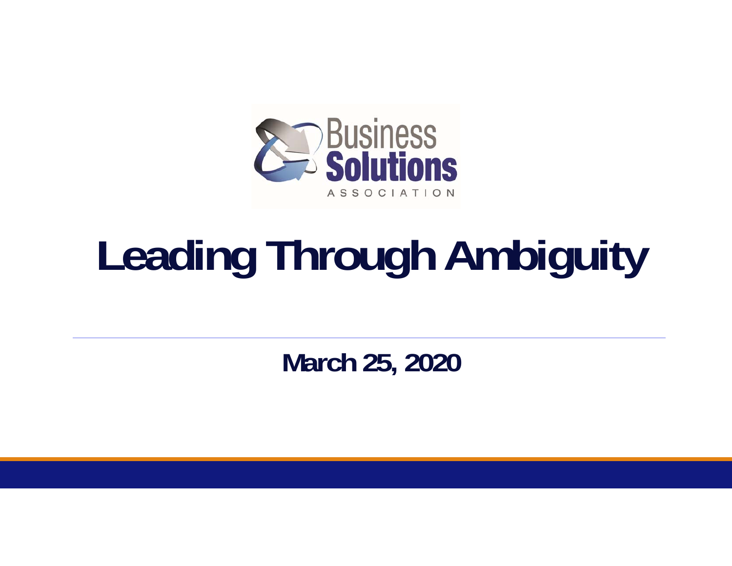Business Solutions ASSOCIATION

# Leading Through Ambiguity

**March 25, 2020**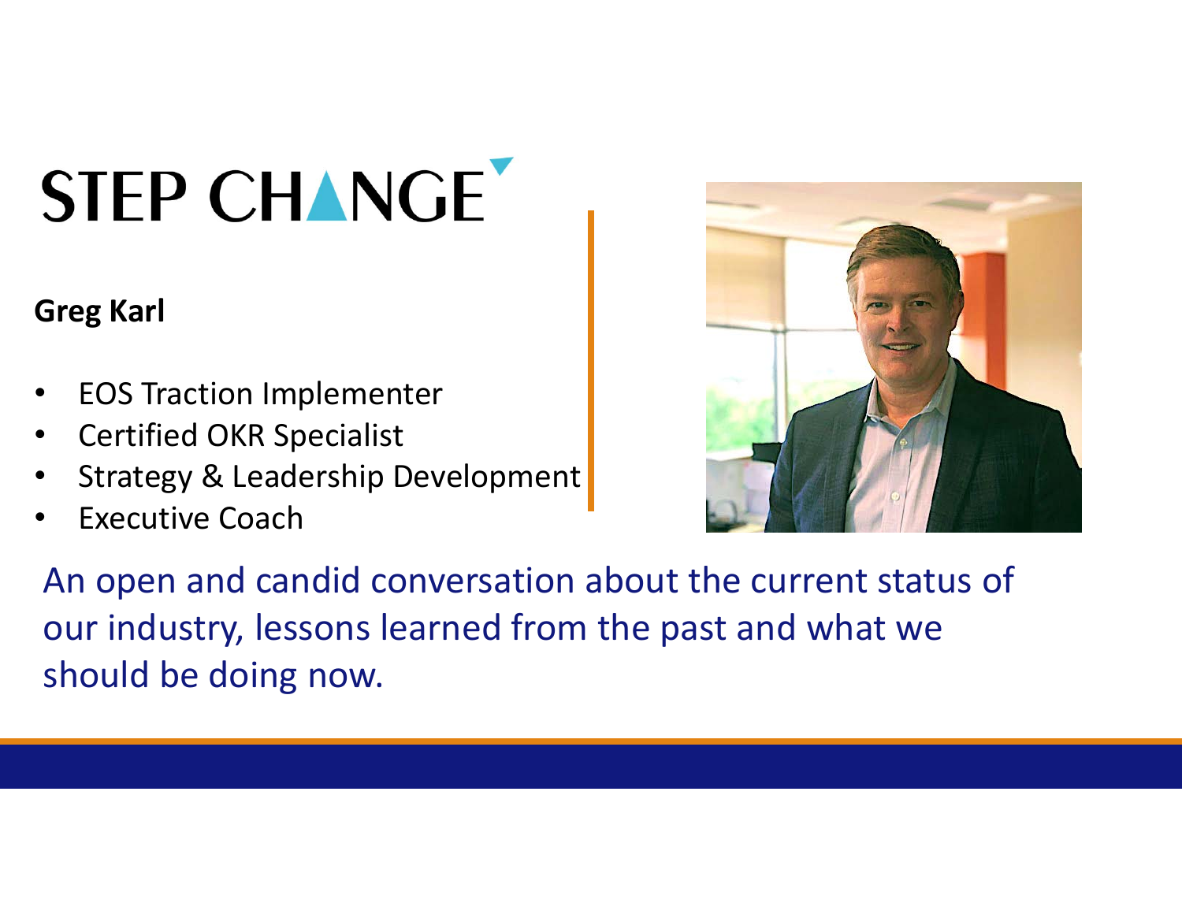# STEP CHANGE

**Greg Karl**

- EOS Traction Implementer
- Certified OKR Specialist
- Strategy & Leadership Development
- Executive Coach

An open and candid conversation about the current status of our industry, lessons learned from the past and what we should be doing now.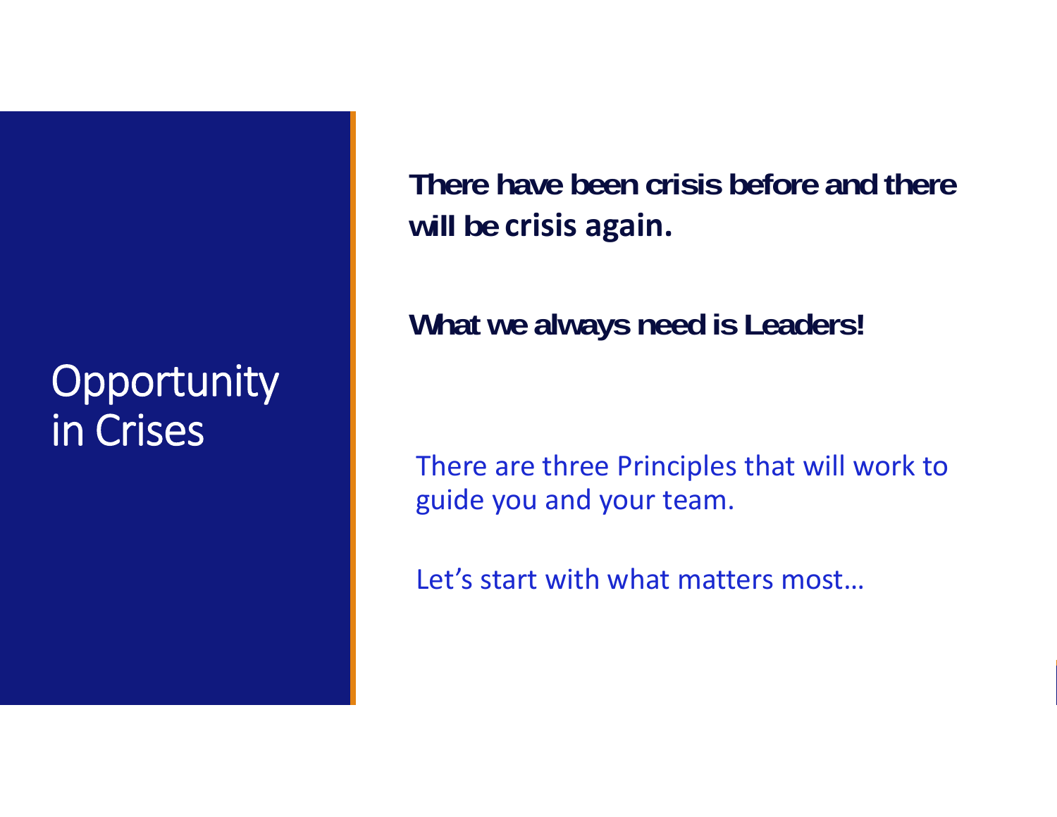# Opportunity in Crises

**There have been crisis before and there will be crisis again.**

**What we always need is Leaders!**

There are three Principles that will work to guide you and your team.

Let's start with what matters most…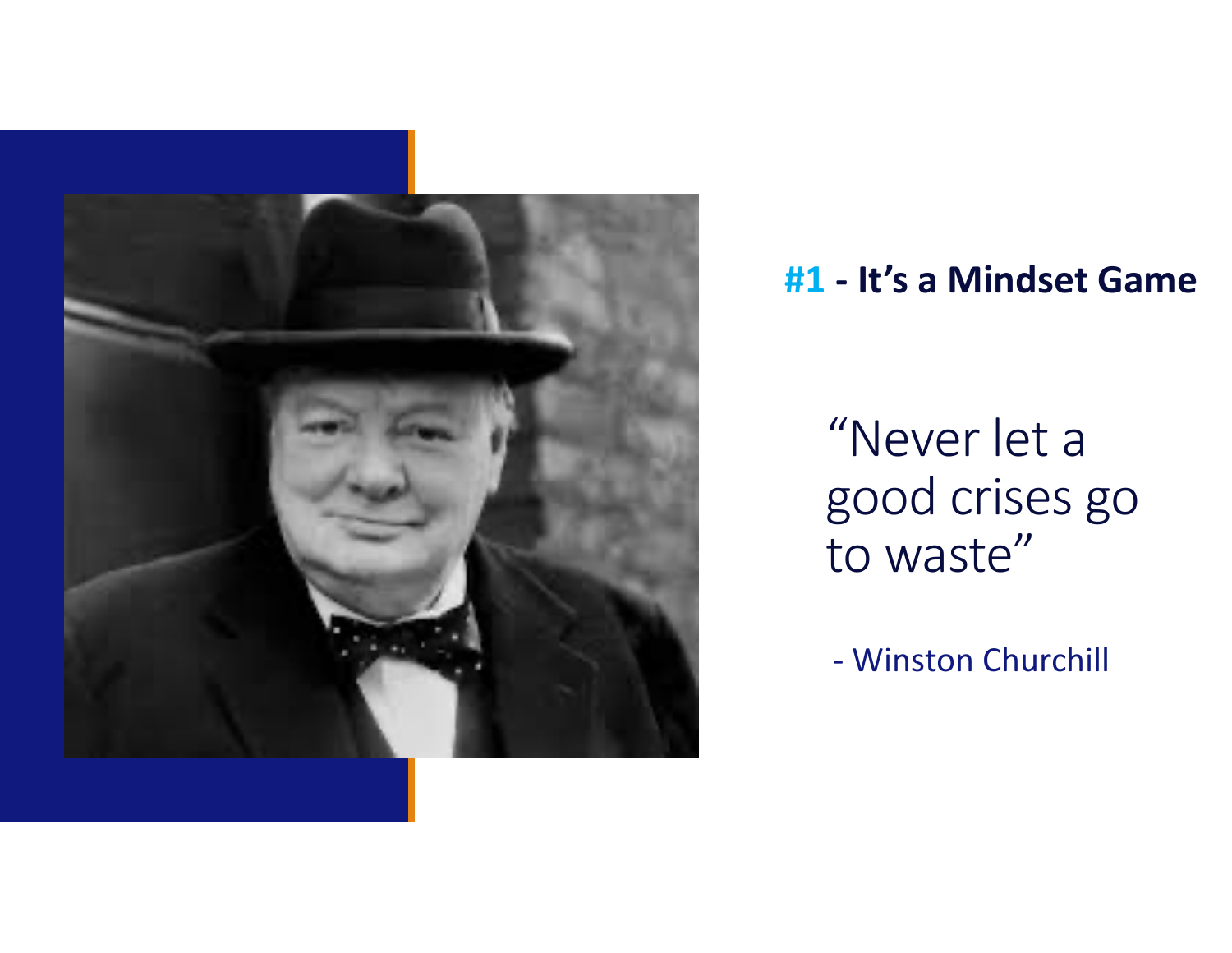## #1 - It's a Mindset Game

"Never let a good crises go to waste"

- Winston Churchill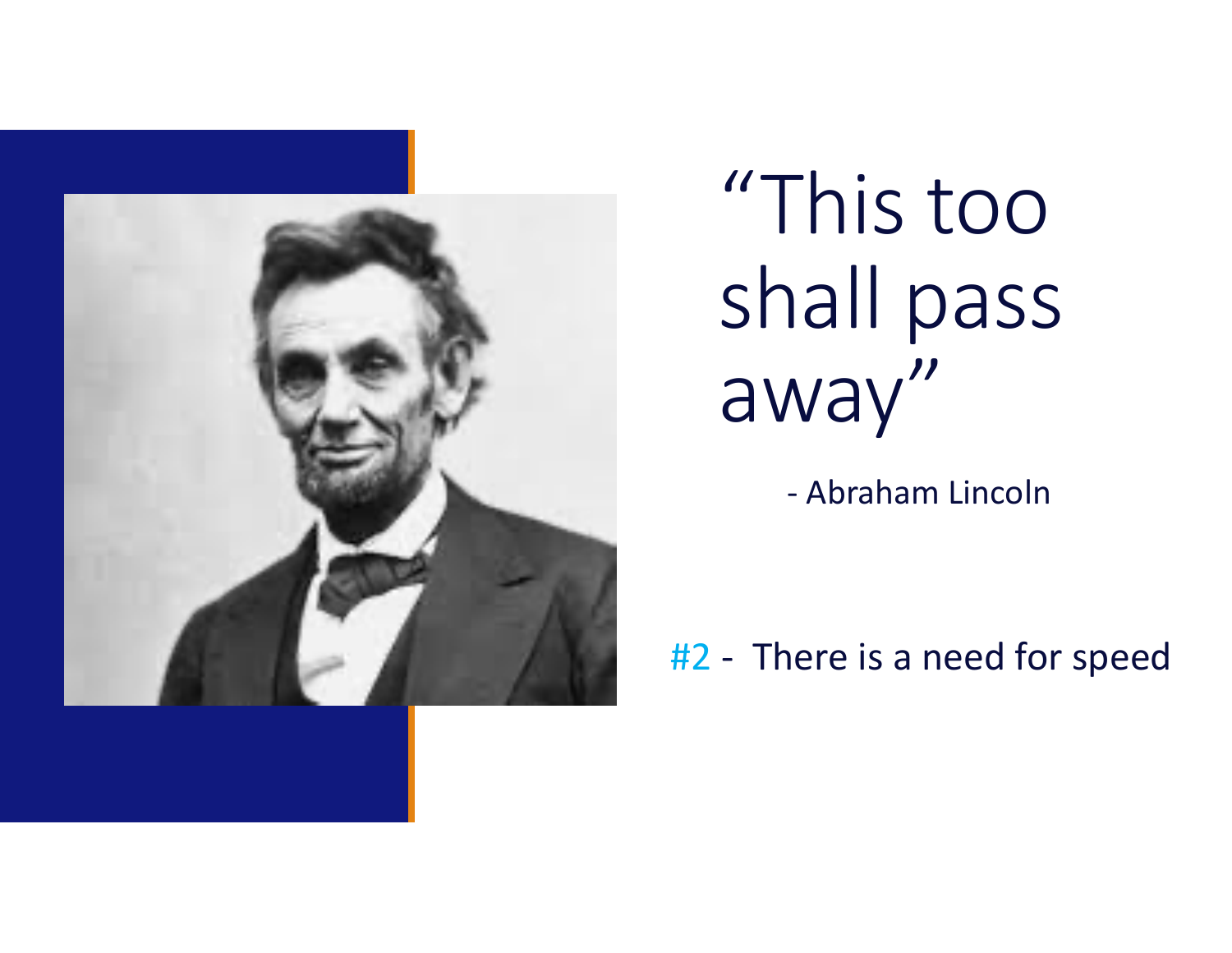# "This too shall pass away"

- Abraham Lincoln

#2 - There is a need for speed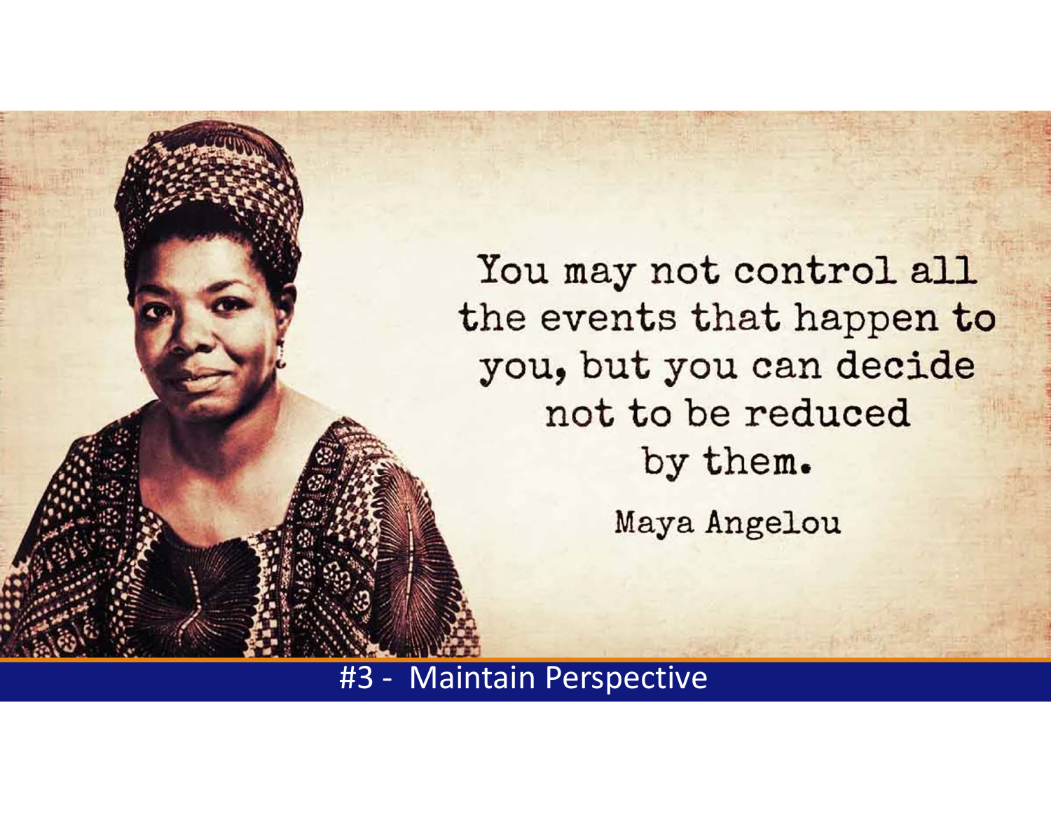You may not control all the events that happen to you, but you can decide not to be reduced by them.

Maya Angelou

#3 - Maintain Perspective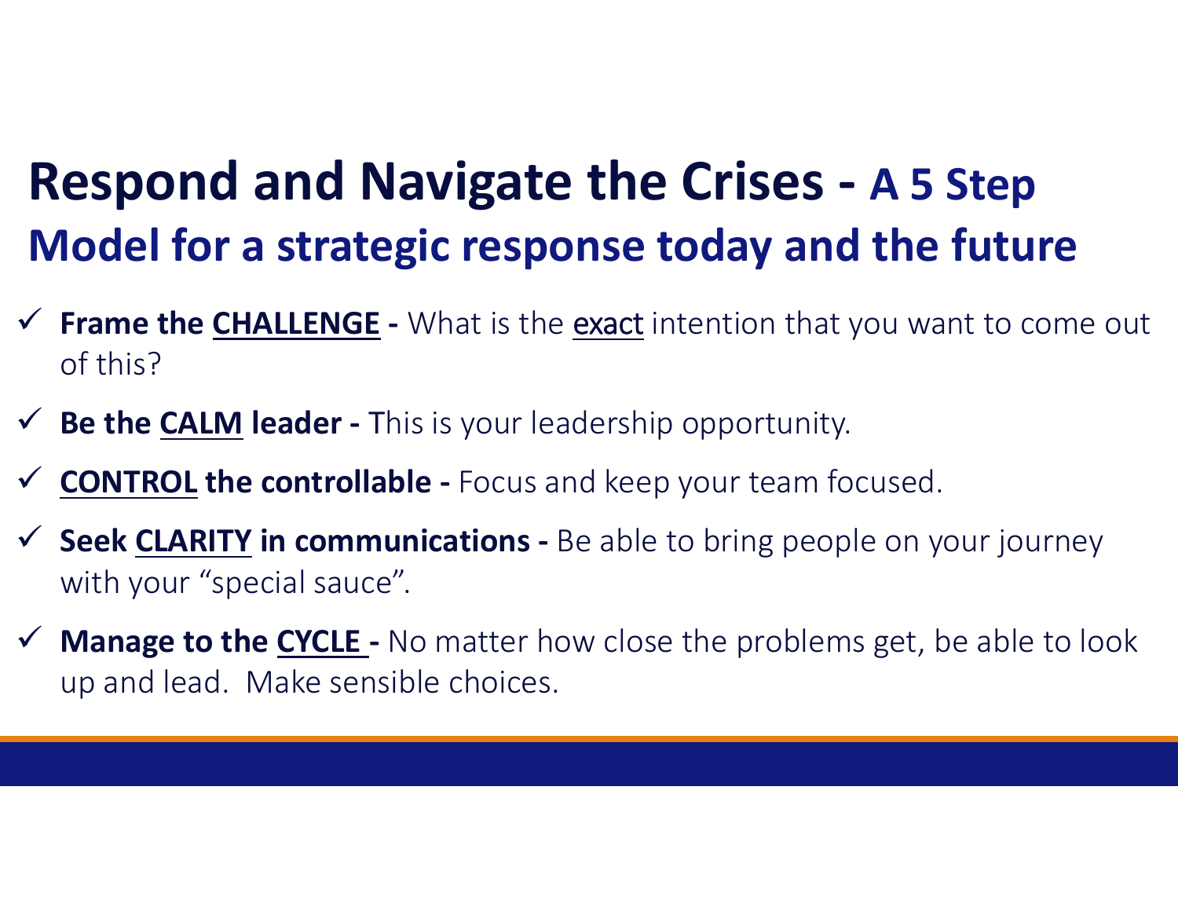# Respond and Navigate the Crises - A 5 Step Model for a strategic response today and the future

- ✓ **Frame the CHALLENGE -** What is the exact intention that you want to come out of this?
- ✓ **Be the CALM leader -** This is your leadership opportunity.
- ✓ **CONTROL the controllable -** Focus and keep your team focused.
- ✓ **Seek CLARITY in communications -** Be able to bring people on your journey with your "special sauce".
- ✓ **Manage to the CYCLE -** No matter how close the problems get, be able to look up and lead. Make sensible choices.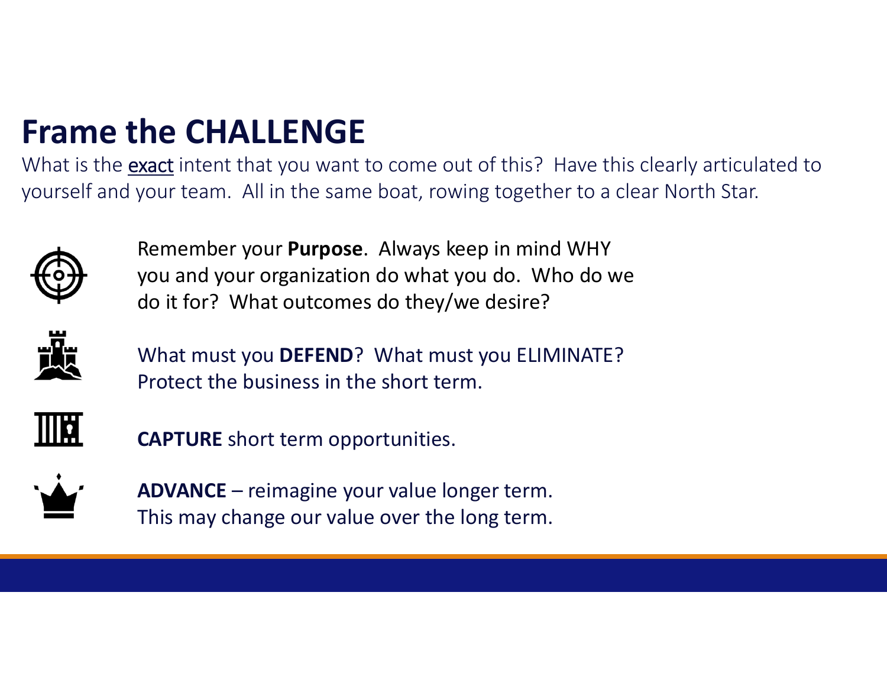# Frame the CHALLENGE

What is the exact intent that you want to come out of this? Have this clearly articulated to yourself and your team. All in the same boat, rowing together to a clear North Star.

Remember your **Purpose**. Always keep in mind WHY you and your organization do what you do. Who do we do it for? What outcomes do they/we desire?

What must you **DEFEND**? What must you ELIMINATE? Protect the business in the short term.

**CAPTURE** short term opportunities.

**ADVANCE** – reimagine your value longer term. This may change our value over the long term.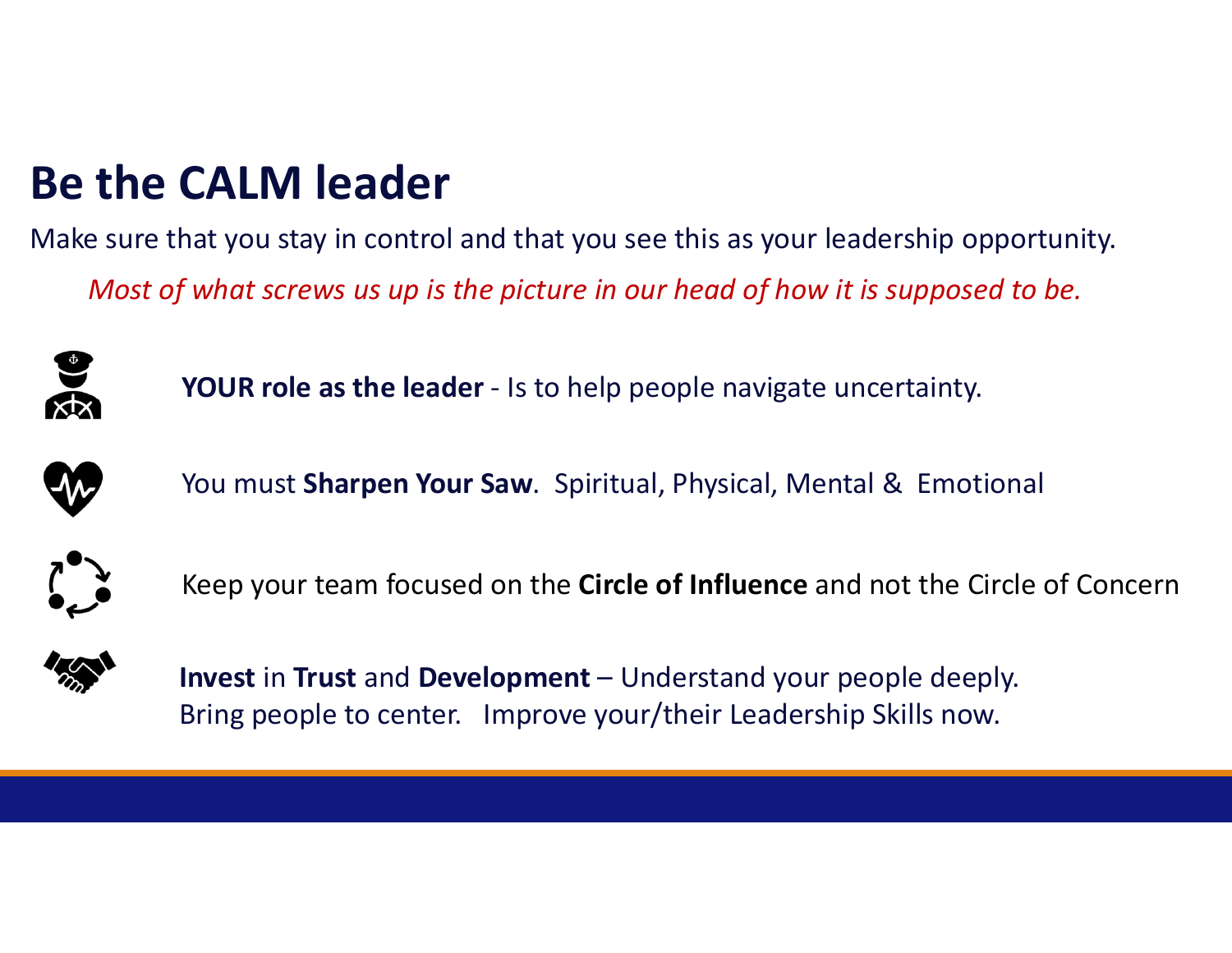# Be the CALM leader

Make sure that you stay in control and that you see this as your leadership opportunity.

*Most of what screws us up is the picture in our head of how it is supposed to be.*

**YOUR role as the leader** - Is to help people navigate uncertainty.

You must **Sharpen Your Saw**. Spiritual, Physical, Mental & Emotional

Keep your team focused on the **Circle of Influence** and not the Circle of Concern

**Invest** in **Trust** and **Development** – Understand your people deeply.
Bring people to center. Improve your/their Leadership Skills now.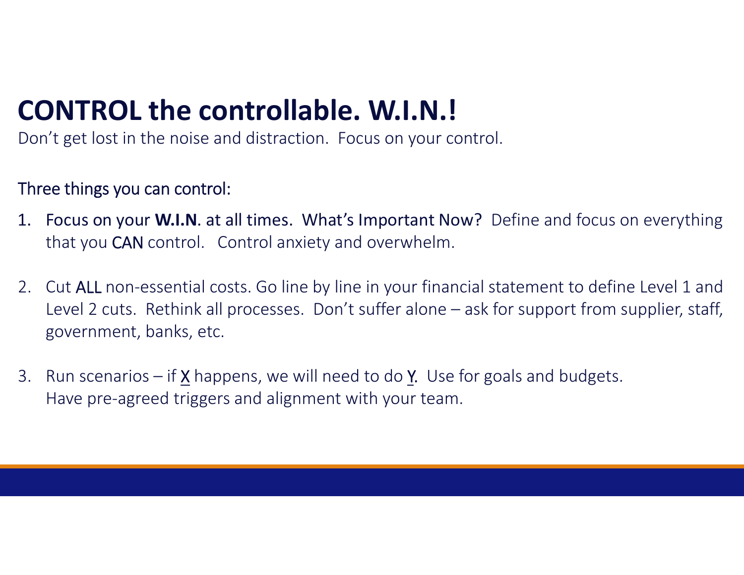# CONTROL the controllable. W.I.N.!

Don't get lost in the noise and distraction. Focus on your control.

Three things you can control:

1. Focus on your **W.I.N**. at all times. What's Important Now? Define and focus on everything that you CAN control. Control anxiety and overwhelm.

2. Cut ALL non-essential costs. Go line by line in your financial statement to define Level 1 and Level 2 cuts. Rethink all processes. Don't suffer alone – ask for support from supplier, staff, government, banks, etc.

3. Run scenarios – if X happens, we will need to do Y. Use for goals and budgets. Have pre-agreed triggers and alignment with your team.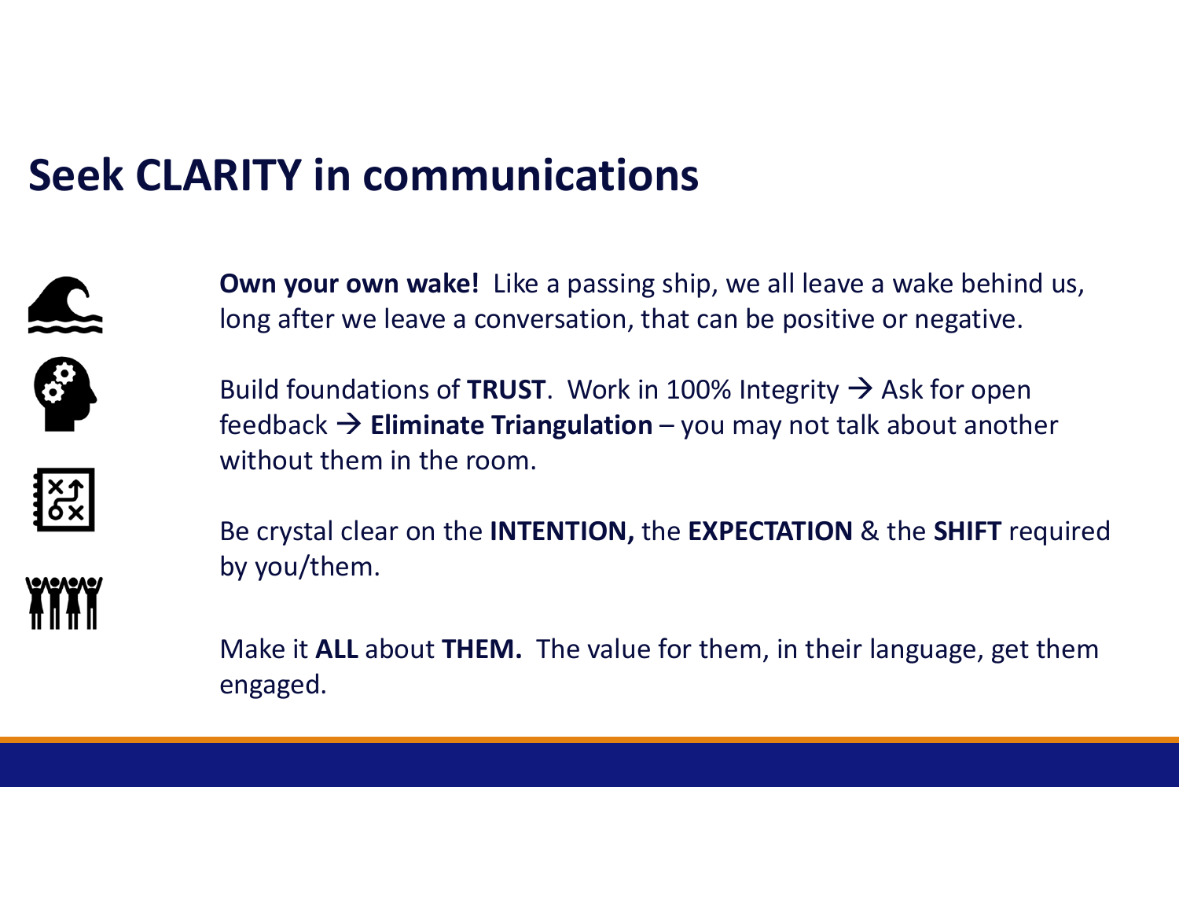# Seek CLARITY in communications

**Own your own wake!** Like a passing ship, we all leave a wake behind us, long after we leave a conversation, that can be positive or negative.

Build foundations of **TRUST**. Work in 100% Integrity → Ask for open feedback → **Eliminate Triangulation** – you may not talk about another without them in the room.

Be crystal clear on the **INTENTION,** the **EXPECTATION** & the **SHIFT** required by you/them.

Make it **ALL** about **THEM.** The value for them, in their language, get them engaged.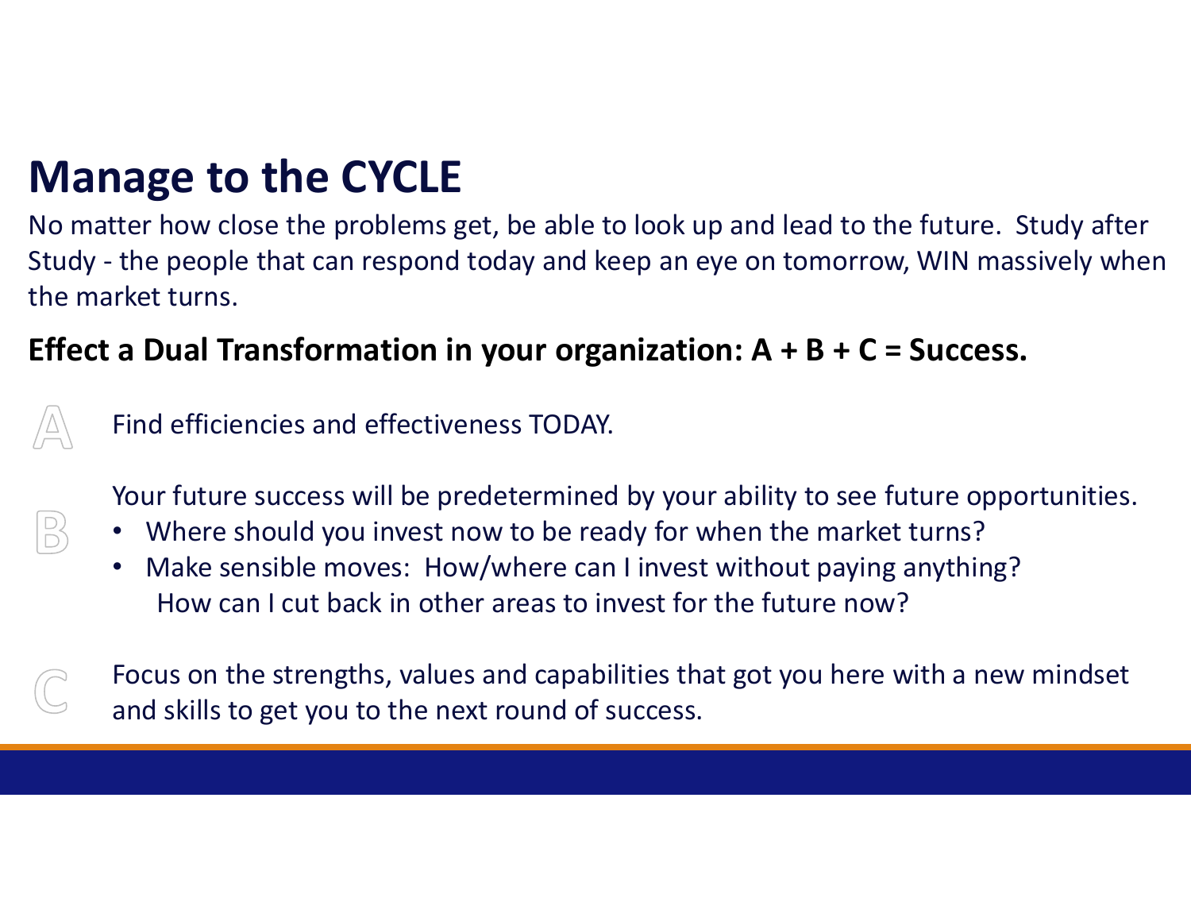# Manage to the CYCLE

No matter how close the problems get, be able to look up and lead to the future. Study after Study - the people that can respond today and keep an eye on tomorrow, WIN massively when the market turns.

**Effect a Dual Transformation in your organization: A + B + C = Success.**

A — Find efficiencies and effectiveness TODAY.

B — Your future success will be predetermined by your ability to see future opportunities.

- Where should you invest now to be ready for when the market turns?
- Make sensible moves: How/where can I invest without paying anything? How can I cut back in other areas to invest for the future now?

C — Focus on the strengths, values and capabilities that got you here with a new mindset and skills to get you to the next round of success.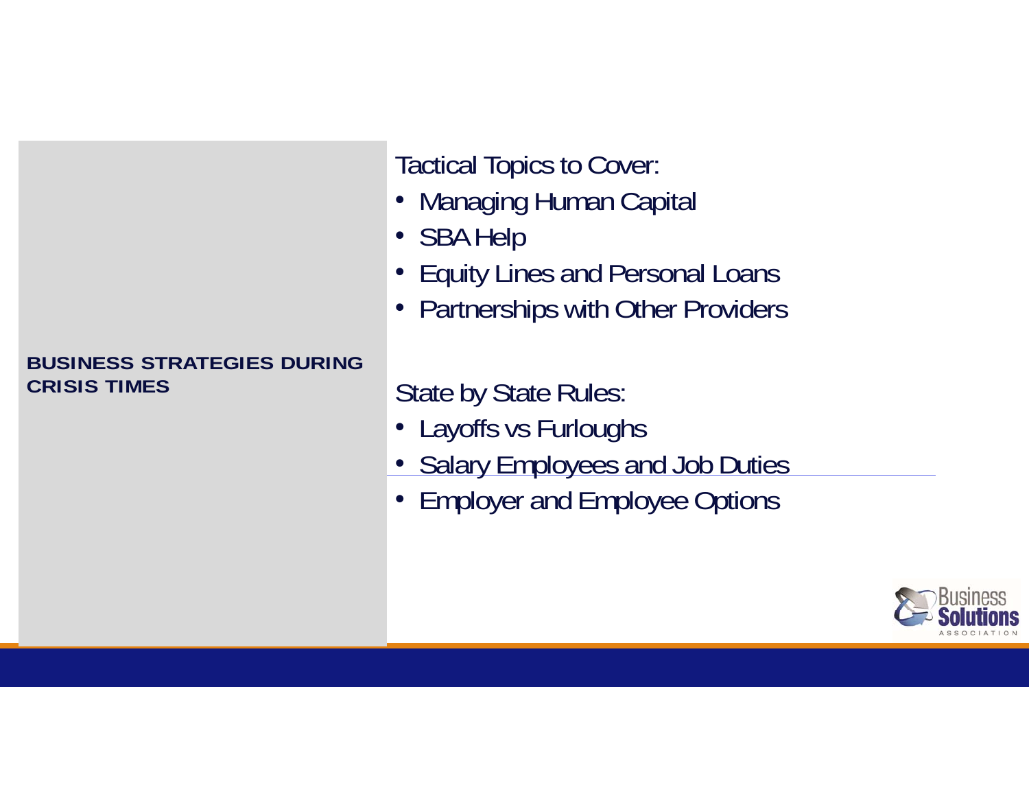## BUSINESS STRATEGIES DURING CRISIS TIMES

Tactical Topics to Cover:

- Managing Human Capital
- SBA Help
- Equity Lines and Personal Loans
- Partnerships with Other Providers

State by State Rules:

- Layoffs vs Furloughs
- Salary Employees and Job Duties
- Employer and Employee Options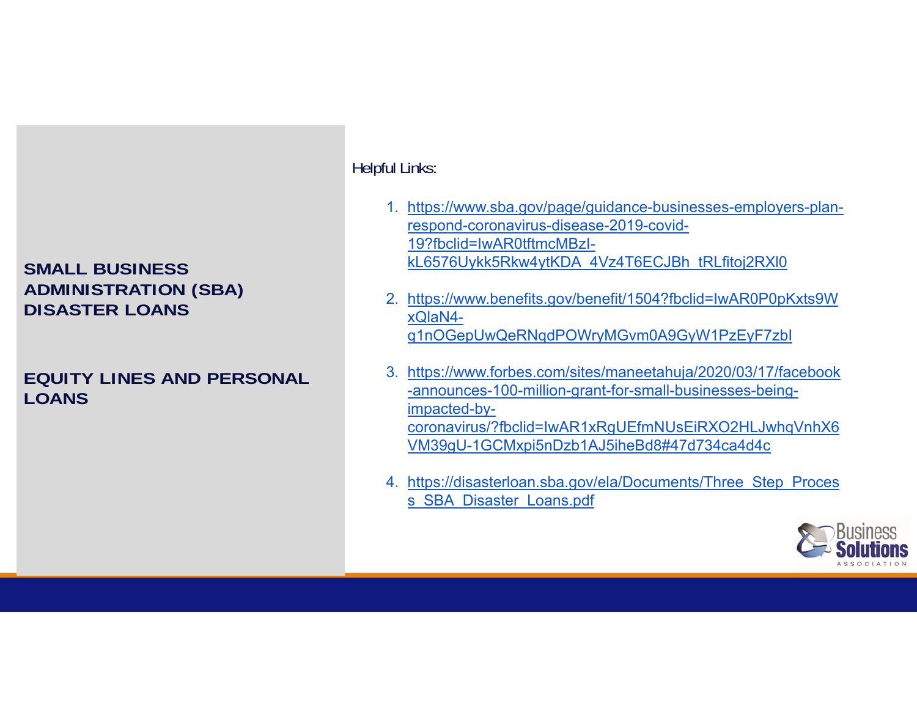**SMALL BUSINESS ADMINISTRATION (SBA) DISASTER LOANS**

**EQUITY LINES AND PERSONAL LOANS**

Helpful Links:

1. https://www.sba.gov/page/guidance-businesses-employers-plan-respond-coronavirus-disease-2019-covid-19?fbclid=IwAR0tftmcMBzI-kL6576Uykk5Rkw4ytKDA_4Vz4T6ECJBh_tRLfitoj2RXl0
2. https://www.benefits.gov/benefit/1504?fbclid=IwAR0P0pKxts9WxQlaN4-q1nOGepUwQeRNqdPOWryMGvm0A9GyW1PzEyF7zbI
3. https://www.forbes.com/sites/maneetahuja/2020/03/17/facebook-announces-100-million-grant-for-small-businesses-being-impacted-by-coronavirus/?fbclid=IwAR1xRgUEfmNUsEiRXO2HLJwhqVnhX6VM39gU-1GCMxpi5nDzb1AJ5iheBd8#47d734ca4d4c
4. https://disasterloan.sba.gov/ela/Documents/Three_Step_Process_SBA_Disaster_Loans.pdf

Business Solutions ASSOCIATION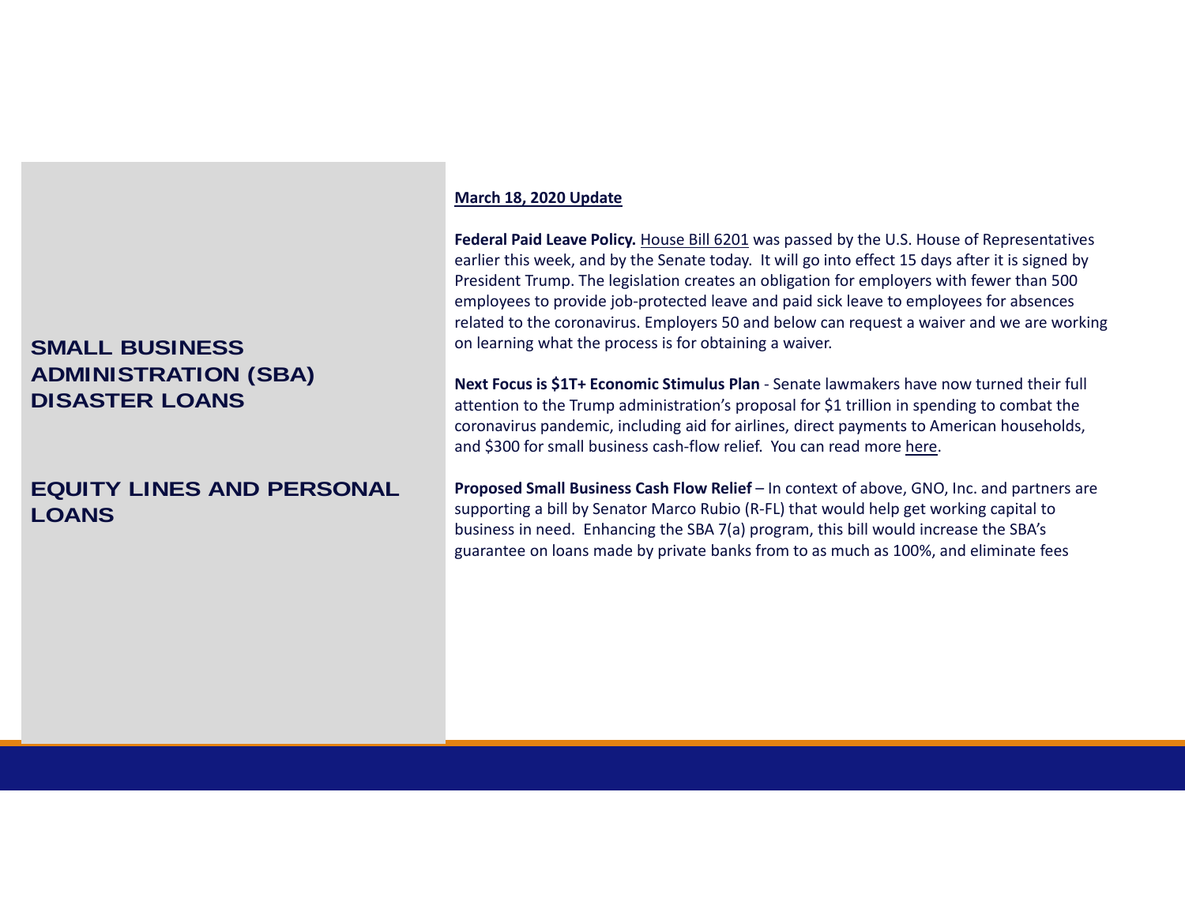## SMALL BUSINESS ADMINISTRATION (SBA) DISASTER LOANS

## EQUITY LINES AND PERSONAL LOANS

**March 18, 2020 Update**

**Federal Paid Leave Policy.** House Bill 6201 was passed by the U.S. House of Representatives earlier this week, and by the Senate today. It will go into effect 15 days after it is signed by President Trump. The legislation creates an obligation for employers with fewer than 500 employees to provide job-protected leave and paid sick leave to employees for absences related to the coronavirus. Employers 50 and below can request a waiver and we are working on learning what the process is for obtaining a waiver.

**Next Focus is $1T+ Economic Stimulus Plan** - Senate lawmakers have now turned their full attention to the Trump administration's proposal for $1 trillion in spending to combat the coronavirus pandemic, including aid for airlines, direct payments to American households, and $300 for small business cash-flow relief. You can read more here.

**Proposed Small Business Cash Flow Relief** – In context of above, GNO, Inc. and partners are supporting a bill by Senator Marco Rubio (R-FL) that would help get working capital to business in need. Enhancing the SBA 7(a) program, this bill would increase the SBA's guarantee on loans made by private banks from to as much as 100%, and eliminate fees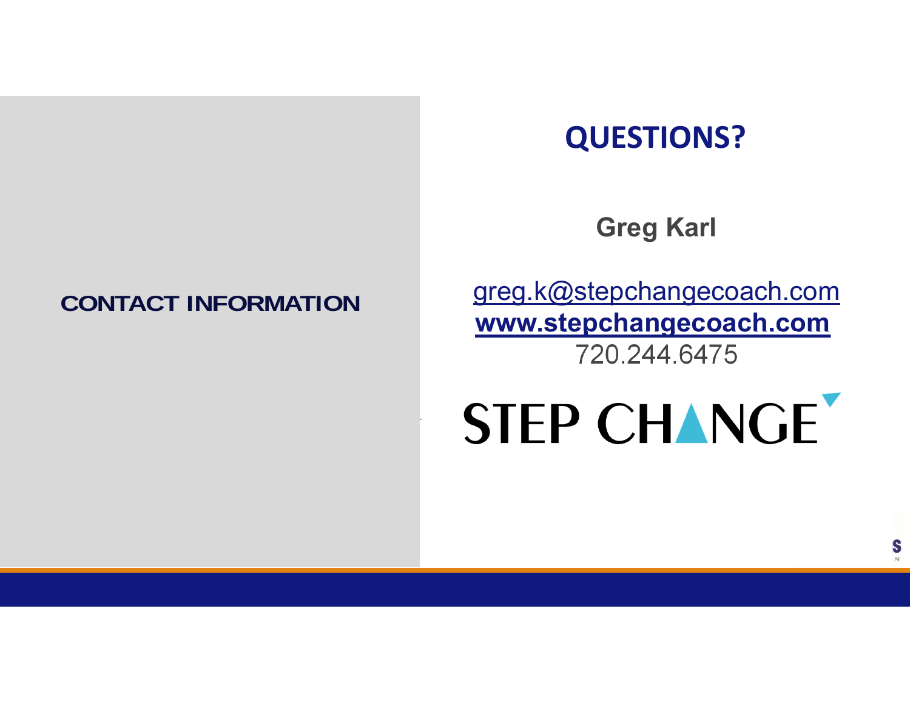## CONTACT INFORMATION

# QUESTIONS?

**Greg Karl**

greg.k@stepchangecoach.com
**www.stepchangecoach.com**
720.244.6475

STEP CHANGE